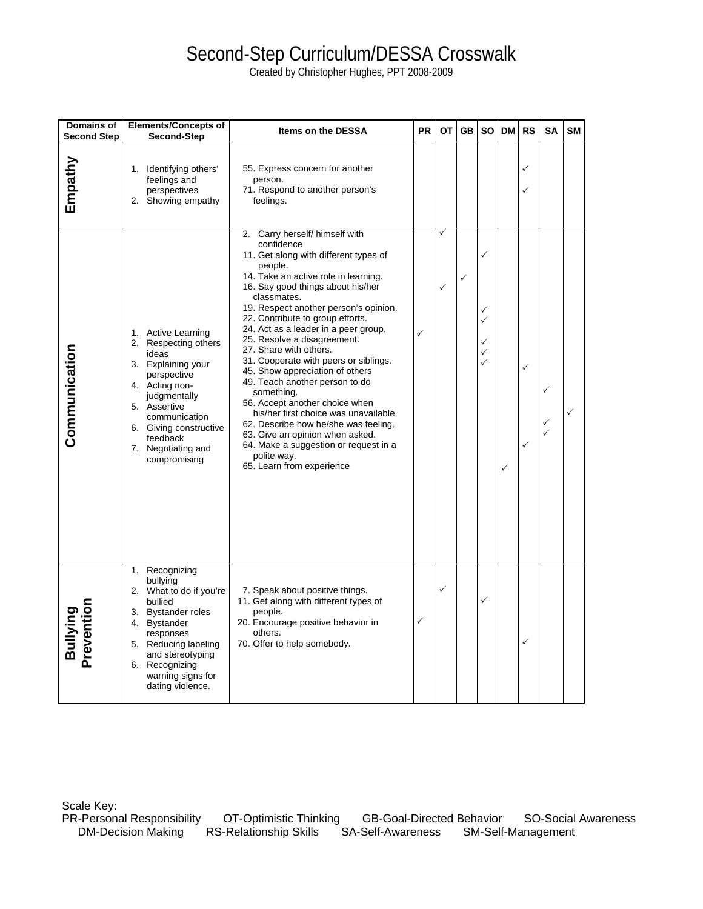# Second-Step Curriculum/DESSA Crosswalk

Created by Christopher Hughes, PPT 2008-2009

| Domains of Second Step | Elements/Concepts of Second-Step | Items on the DESSA | PR | OT | GB | SO | DM | RS | SA | SM |
|---|---|---|---|---|---|---|---|---|---|---|
| Empathy | 1. Identifying others' feelings and perspectives | 55. Express concern for another person. | | | | | | ✓ | | |
| | 2. Showing empathy | 71. Respond to another person's feelings. | | | | | | ✓ | | |
| Communication | 1. Active Learning | 2. Carry herself/ himself with confidence | | ✓ | | | | | | |
| | 2. Respecting others ideas | 11. Get along with different types of people. | | | | ✓ | | | | |
| | 3. Explaining your perspective | 14. Take an active role in learning. | | | ✓ | | | | | |
| | 4. Acting non-judgmentally | 16. Say good things about his/her classmates. | | ✓ | | | | | | |
| | 5. Assertive communication | 19. Respect another person's opinion. | | | | ✓ | | | | |
| | 6. Giving constructive feedback | 22. Contribute to group efforts. | | | | ✓ | | | | |
| | 7. Negotiating and compromising | 24. Act as a leader in a peer group. | ✓ | | | | | | | |
| | | 25. Resolve a disagreement. | | | | ✓ | | | | |
| | | 27. Share with others. | | | | ✓ | | | | |
| | | 31. Cooperate with peers or siblings. | | | | ✓ | | | | |
| | | 45. Show appreciation of others | | | | | | ✓ | | |
| | | 49. Teach another person to do something. | | | | | | | ✓ | |
| | | 56. Accept another choice when his/her first choice was unavailable. | | | | | | | | ✓ |
| | | 62. Describe how he/she was feeling. | | | | | | | ✓ | |
| | | 63. Give an opinion when asked. | | | | | | | ✓ | |
| | | 64. Make a suggestion or request in a polite way. | | | | | | ✓ | | |
| | | 65. Learn from experience | | | | | ✓ | | | |
| Bullying Prevention | 1. Recognizing bullying | 7. Speak about positive things. | | ✓ | | | | | | |
| | 2. What to do if you're bullied | 11. Get along with different types of people. | | | | ✓ | | | | |
| | 3. Bystander roles | 20. Encourage positive behavior in others. | ✓ | | | | | | | |
| | 4. Bystander responses | 70. Offer to help somebody. | | | | | | ✓ | | |
| | 5. Reducing labeling and stereotyping | | | | | | | | | |
| | 6. Recognizing warning signs for dating violence. | | | | | | | | | |

Scale Key:
PR-Personal Responsibility OT-Optimistic Thinking GB-Goal-Directed Behavior SO-Social Awareness DM-Decision Making RS-Relationship Skills SA-Self-Awareness SM-Self-Management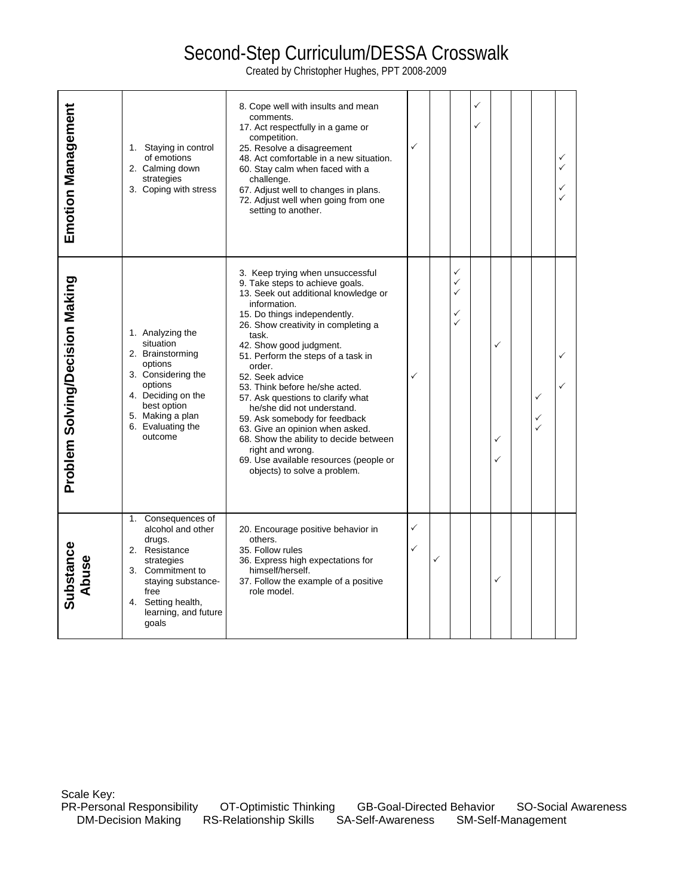# Second-Step Curriculum/DESSA Crosswalk

Created by Christopher Hughes, PPT 2008-2009

| | | | | | | | | | | |
|---|---|---|---|---|---|---|---|---|---|---|
| **Emotion Management** | 1. Staying in control of emotions 2. Calming down strategies 3. Coping with stress | 8. Cope well with insults and mean comments. | | | | ✓ | | | | |
| | | 17. Act respectfully in a game or competition. | | | | ✓ | | | | |
| | | 25. Resolve a disagreement | ✓ | | | | | | | |
| | | 48. Act comfortable in a new situation. | | | | | | | | ✓ |
| | | 60. Stay calm when faced with a challenge. | | | | | | | | ✓ |
| | | 67. Adjust well to changes in plans. | | | | | | | | ✓ |
| | | 72. Adjust well when going from one setting to another. | | | | | | | | ✓ |
| **Problem Solving/Decision Making** | 1. Analyzing the situation 2. Brainstorming options 3. Considering the options 4. Deciding on the best option 5. Making a plan 6. Evaluating the outcome | 3. Keep trying when unsuccessful | | | ✓ | | | | | |
| | | 9. Take steps to achieve goals. | | | ✓ | | | | | |
| | | 13. Seek out additional knowledge or information. | | | ✓ | | | | | |
| | | 15. Do things independently. | | | ✓ | | | | | |
| | | 26. Show creativity in completing a task. | | | ✓ | | | | | |
| | | 42. Show good judgment. | | | | | ✓ | | | |
| | | 51. Perform the steps of a task in order. | | | | | | | | ✓ |
| | | 52. Seek advice | ✓ | | | | | | | |
| | | 53. Think before he/she acted. | | | | | | | | ✓ |
| | | 57. Ask questions to clarify what he/she did not understand. | | | | | | | ✓ | |
| | | 59. Ask somebody for feedback | | | | | | | ✓ | |
| | | 63. Give an opinion when asked. | | | | | | | ✓ | |
| | | 68. Show the ability to decide between right and wrong. | | | | | ✓ | | | |
| | | 69. Use available resources (people or objects) to solve a problem. | | | | | ✓ | | | |
| **Substance Abuse** | 1. Consequences of alcohol and other drugs. 2. Resistance strategies 3. Commitment to staying substance-free 4. Setting health, learning, and future goals | 20. Encourage positive behavior in others. | ✓ | | | | | | | |
| | | 35. Follow rules | ✓ | | | | | | | |
| | | 36. Express high expectations for himself/herself. | | ✓ | | | | | | |
| | | 37. Follow the example of a positive role model. | | | | | ✓ | | | |

Scale Key:
PR-Personal Responsibility OT-Optimistic Thinking GB-Goal-Directed Behavior SO-Social Awareness DM-Decision Making RS-Relationship Skills SA-Self-Awareness SM-Self-Management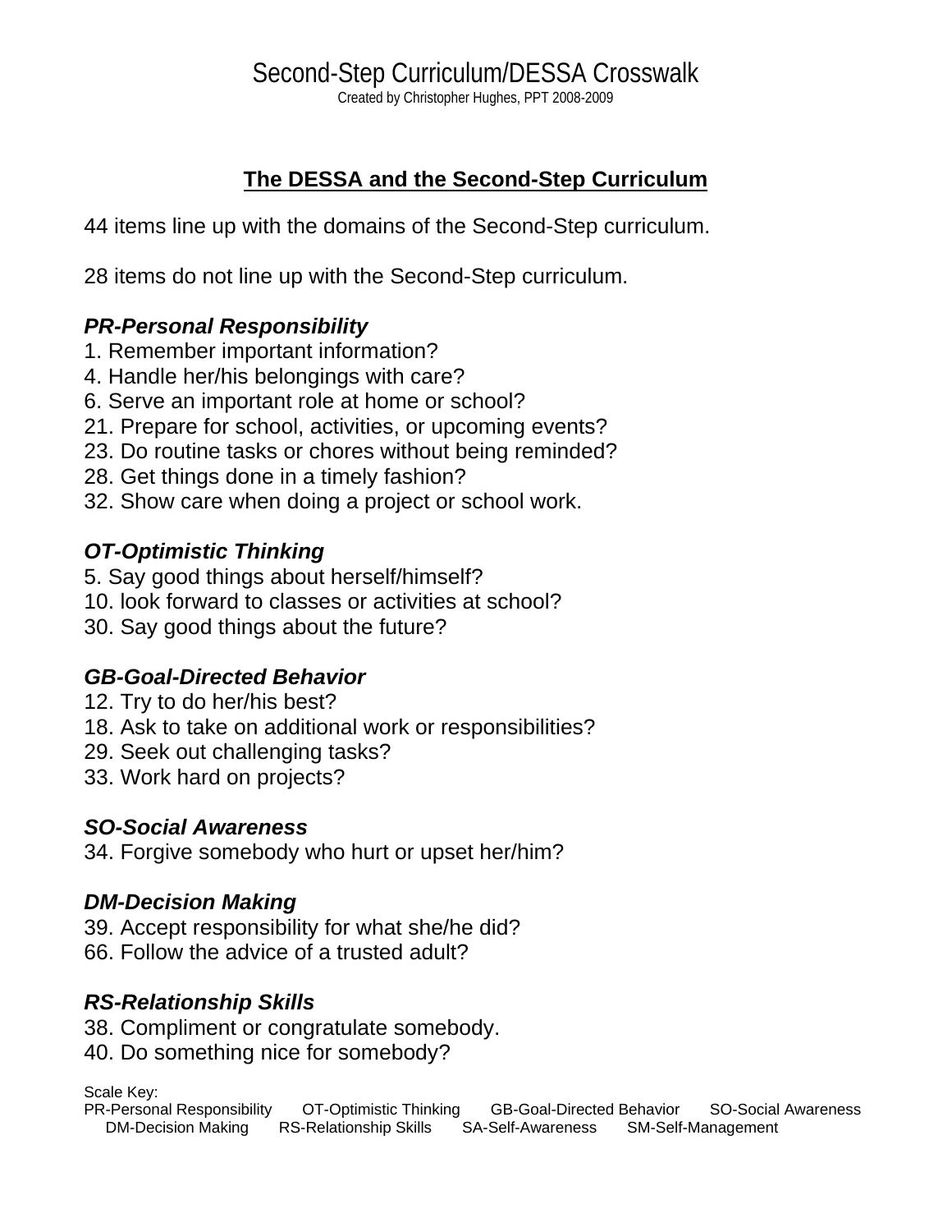# Second-Step Curriculum/DESSA Crosswalk

Created by Christopher Hughes, PPT 2008-2009

## The DESSA and the Second-Step Curriculum

44 items line up with the domains of the Second-Step curriculum.

28 items do not line up with the Second-Step curriculum.

### *PR-Personal Responsibility*

1. Remember important information?
4. Handle her/his belongings with care?
6. Serve an important role at home or school?
21. Prepare for school, activities, or upcoming events?
23. Do routine tasks or chores without being reminded?
28. Get things done in a timely fashion?
32. Show care when doing a project or school work.

### *OT-Optimistic Thinking*

5. Say good things about herself/himself?
10. look forward to classes or activities at school?
30. Say good things about the future?

### *GB-Goal-Directed Behavior*

12. Try to do her/his best?
18. Ask to take on additional work or responsibilities?
29. Seek out challenging tasks?
33. Work hard on projects?

### *SO-Social Awareness*

34. Forgive somebody who hurt or upset her/him?

### *DM-Decision Making*

39. Accept responsibility for what she/he did?
66. Follow the advice of a trusted adult?

### *RS-Relationship Skills*

38. Compliment or congratulate somebody.
40. Do something nice for somebody?

Scale Key:
PR-Personal Responsibility OT-Optimistic Thinking GB-Goal-Directed Behavior SO-Social Awareness DM-Decision Making RS-Relationship Skills SA-Self-Awareness SM-Self-Management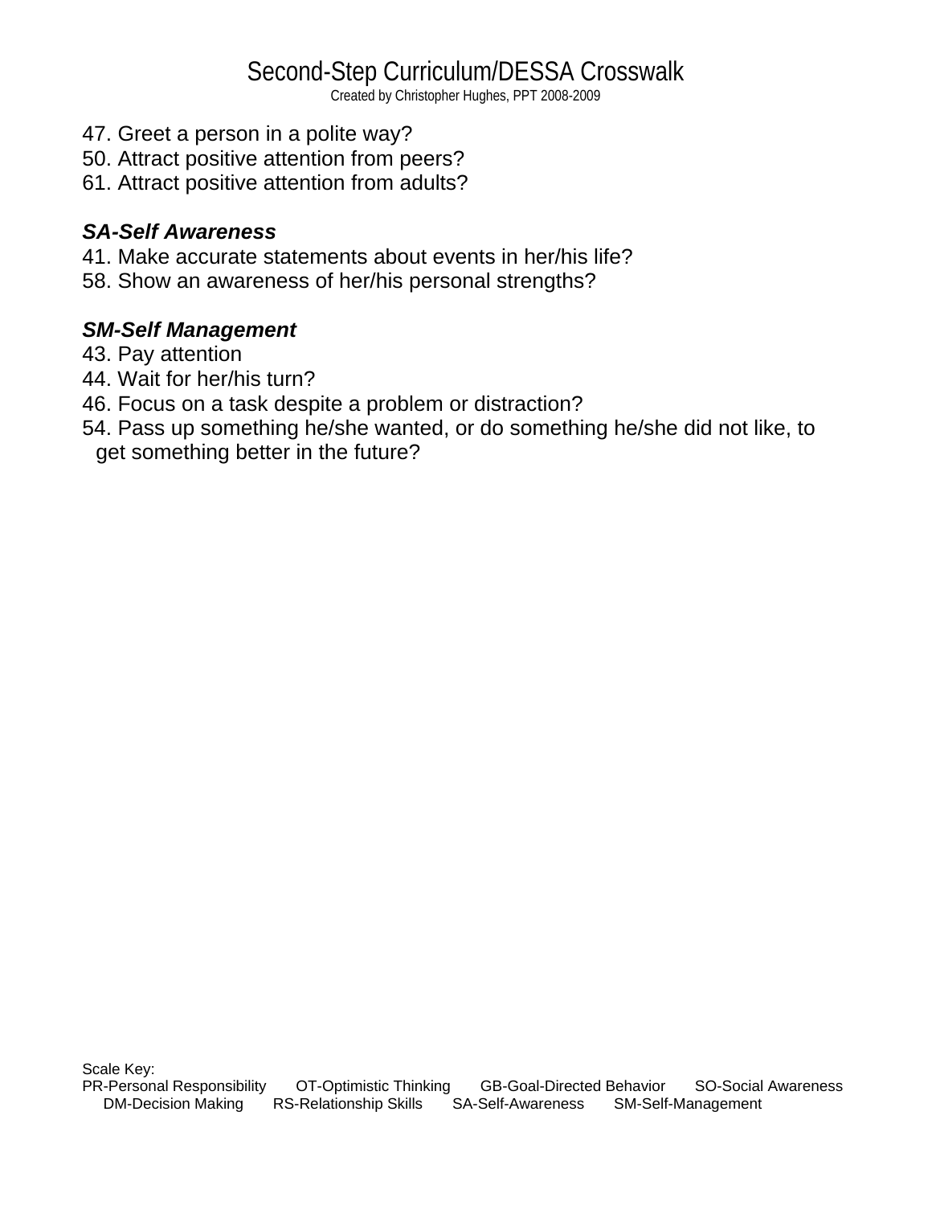47. Greet a person in a polite way?
50. Attract positive attention from peers?
61. Attract positive attention from adults?

***SA-Self Awareness***

41. Make accurate statements about events in her/his life?
58. Show an awareness of her/his personal strengths?

***SM-Self Management***

43. Pay attention
44. Wait for her/his turn?
46. Focus on a task despite a problem or distraction?
54. Pass up something he/she wanted, or do something he/she did not like, to get something better in the future?

Scale Key:
PR-Personal Responsibility  OT-Optimistic Thinking  GB-Goal-Directed Behavior  SO-Social Awareness  DM-Decision Making  RS-Relationship Skills  SA-Self-Awareness  SM-Self-Management